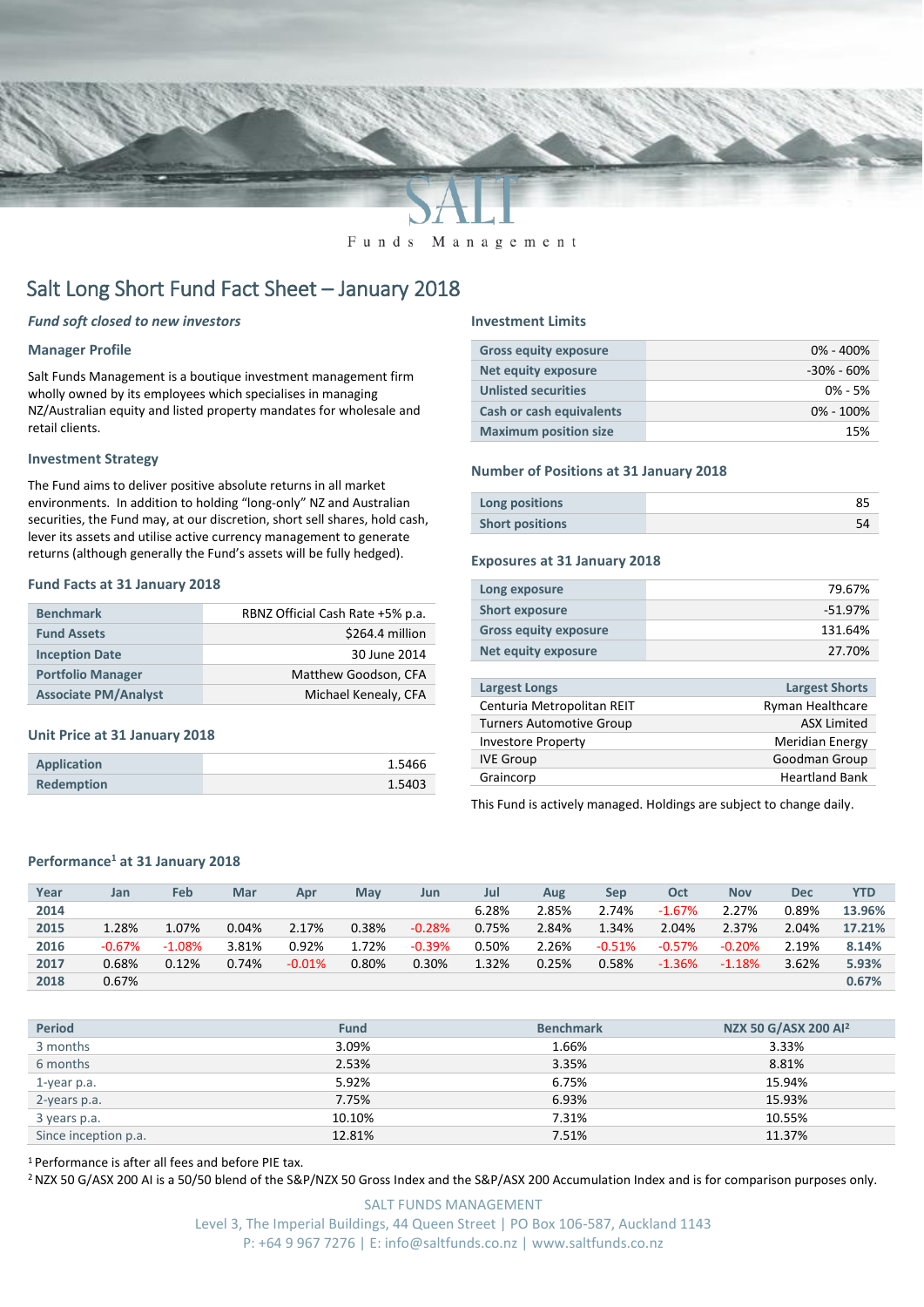SALT

Funds Management

# Salt Long Short Fund Fact Sheet – January 2018

*Fund soft closed to new investors*

### Manager Profile

Salt Funds Management is a boutique investment management firm wholly owned by its employees which specialises in managing NZ/Australian equity and listed property mandates for wholesale and retail clients.

### Investment Strategy

The Fund aims to deliver positive absolute returns in all market environments. In addition to holding "long-only" NZ and Australian securities, the Fund may, at our discretion, short sell shares, hold cash, lever its assets and utilise active currency management to generate returns (although generally the Fund's assets will be fully hedged).

### Fund Facts at 31 January 2018

| | |
|---|---|
| Benchmark | RBNZ Official Cash Rate +5% p.a. |
| Fund Assets | $264.4 million |
| Inception Date | 30 June 2014 |
| Portfolio Manager | Matthew Goodson, CFA |
| Associate PM/Analyst | Michael Kenealy, CFA |

### Unit Price at 31 January 2018

| | |
|---|---|
| Application | 1.5466 |
| Redemption | 1.5403 |

### Investment Limits

| | |
|---|---|
| Gross equity exposure | 0% - 400% |
| Net equity exposure | -30% - 60% |
| Unlisted securities | 0% - 5% |
| Cash or cash equivalents | 0% - 100% |
| Maximum position size | 15% |

### Number of Positions at 31 January 2018

| | |
|---|---|
| Long positions | 85 |
| Short positions | 54 |

### Exposures at 31 January 2018

| | |
|---|---|
| Long exposure | 79.67% |
| Short exposure | -51.97% |
| Gross equity exposure | 131.64% |
| Net equity exposure | 27.70% |

| Largest Longs | Largest Shorts |
|---|---|
| Centuria Metropolitan REIT | Ryman Healthcare |
| Turners Automotive Group | ASX Limited |
| Investore Property | Meridian Energy |
| IVE Group | Goodman Group |
| Graincorp | Heartland Bank |

This Fund is actively managed. Holdings are subject to change daily.

### Performance[1] at 31 January 2018

| Year | Jan | Feb | Mar | Apr | May | Jun | Jul | Aug | Sep | Oct | Nov | Dec | YTD |
|---|---|---|---|---|---|---|---|---|---|---|---|---|---|
| 2014 | | | | | | | 6.28% | 2.85% | 2.74% | -1.67% | 2.27% | 0.89% | 13.96% |
| 2015 | 1.28% | 1.07% | 0.04% | 2.17% | 0.38% | -0.28% | 0.75% | 2.84% | 1.34% | 2.04% | 2.37% | 2.04% | 17.21% |
| 2016 | -0.67% | -1.08% | 3.81% | 0.92% | 1.72% | -0.39% | 0.50% | 2.26% | -0.51% | -0.57% | -0.20% | 2.19% | 8.14% |
| 2017 | 0.68% | 0.12% | 0.74% | -0.01% | 0.80% | 0.30% | 1.32% | 0.25% | 0.58% | -1.36% | -1.18% | 3.62% | 5.93% |
| 2018 | 0.67% | | | | | | | | | | | | 0.67% |

| Period | Fund | Benchmark | NZX 50 G/ASX 200 AI[2] |
|---|---|---|---|
| 3 months | 3.09% | 1.66% | 3.33% |
| 6 months | 2.53% | 3.35% | 8.81% |
| 1-year p.a. | 5.92% | 6.75% | 15.94% |
| 2-years p.a. | 7.75% | 6.93% | 15.93% |
| 3 years p.a. | 10.10% | 7.31% | 10.55% |
| Since inception p.a. | 12.81% | 7.51% | 11.37% |

[1] Performance is after all fees and before PIE tax.

[2] NZX 50 G/ASX 200 AI is a 50/50 blend of the S&P/NZX 50 Gross Index and the S&P/ASX 200 Accumulation Index and is for comparison purposes only.

SALT FUNDS MANAGEMENT
Level 3, The Imperial Buildings, 44 Queen Street | PO Box 106-587, Auckland 1143
P: +64 9 967 7276 | E: info@saltfunds.co.nz | www.saltfunds.co.nz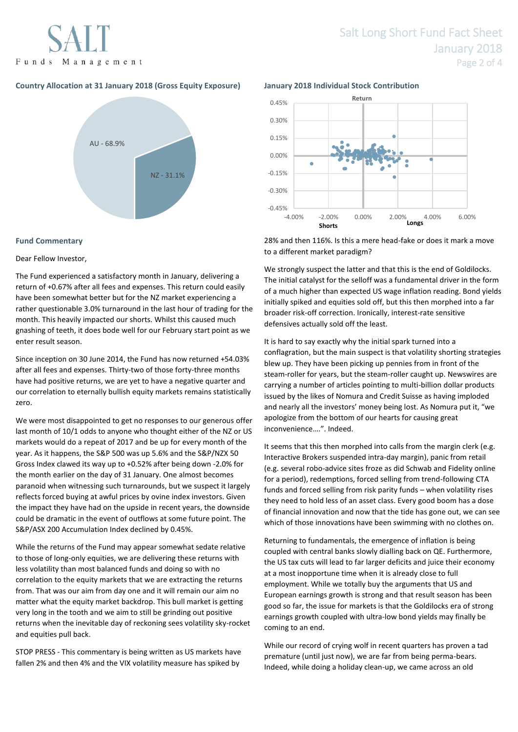## Country Allocation at 31 January 2018 (Gross Equity Exposure)

AU - 68.9%

NZ - 31.1%

## January 2018 Individual Stock Contribution

## Fund Commentary

Dear Fellow Investor,

The Fund experienced a satisfactory month in January, delivering a return of +0.67% after all fees and expenses. This return could easily have been somewhat better but for the NZ market experiencing a rather questionable 3.0% turnaround in the last hour of trading for the month. This heavily impacted our shorts. Whilst this caused much gnashing of teeth, it does bode well for our February start point as we enter result season.

Since inception on 30 June 2014, the Fund has now returned +54.03% after all fees and expenses. Thirty-two of those forty-three months have had positive returns, we are yet to have a negative quarter and our correlation to eternally bullish equity markets remains statistically zero.

We were most disappointed to get no responses to our generous offer last month of 10/1 odds to anyone who thought either of the NZ or US markets would do a repeat of 2017 and be up for every month of the year. As it happens, the S&P 500 was up 5.6% and the S&P/NZX 50 Gross Index clawed its way up to +0.52% after being down -2.0% for the month earlier on the day of 31 January. One almost becomes paranoid when witnessing such turnarounds, but we suspect it largely reflects forced buying at awful prices by ovine index investors. Given the impact they have had on the upside in recent years, the downside could be dramatic in the event of outflows at some future point. The S&P/ASX 200 Accumulation Index declined by 0.45%.

While the returns of the Fund may appear somewhat sedate relative to those of long-only equities, we are delivering these returns with less volatility than most balanced funds and doing so with no correlation to the equity markets that we are extracting the returns from. That was our aim from day one and it will remain our aim no matter what the equity market backdrop. This bull market is getting very long in the tooth and we aim to still be grinding out positive returns when the inevitable day of reckoning sees volatility sky-rocket and equities pull back.

STOP PRESS - This commentary is being written as US markets have fallen 2% and then 4% and the VIX volatility measure has spiked by 28% and then 116%. Is this a mere head-fake or does it mark a move to a different market paradigm?

We strongly suspect the latter and that this is the end of Goldilocks. The initial catalyst for the selloff was a fundamental driver in the form of a much higher than expected US wage inflation reading. Bond yields initially spiked and equities sold off, but this then morphed into a far broader risk-off correction. Ironically, interest-rate sensitive defensives actually sold off the least.

It is hard to say exactly why the initial spark turned into a conflagration, but the main suspect is that volatility shorting strategies blew up. They have been picking up pennies from in front of the steam-roller for years, but the steam-roller caught up. Newswires are carrying a number of articles pointing to multi-billion dollar products issued by the likes of Nomura and Credit Suisse as having imploded and nearly all the investors' money being lost. As Nomura put it, "we apologize from the bottom of our hearts for causing great inconvenience….". Indeed.

It seems that this then morphed into calls from the margin clerk (e.g. Interactive Brokers suspended intra-day margin), panic from retail (e.g. several robo-advice sites froze as did Schwab and Fidelity online for a period), redemptions, forced selling from trend-following CTA funds and forced selling from risk parity funds – when volatility rises they need to hold less of an asset class. Every good boom has a dose of financial innovation and now that the tide has gone out, we can see which of those innovations have been swimming with no clothes on.

Returning to fundamentals, the emergence of inflation is being coupled with central banks slowly dialling back on QE. Furthermore, the US tax cuts will lead to far larger deficits and juice their economy at a most inopportune time when it is already close to full employment. While we totally buy the arguments that US and European earnings growth is strong and that result season has been good so far, the issue for markets is that the Goldilocks era of strong earnings growth coupled with ultra-low bond yields may finally be coming to an end.

While our record of crying wolf in recent quarters has proven a tad premature (until just now), we are far from being perma-bears. Indeed, while doing a holiday clean-up, we came across an old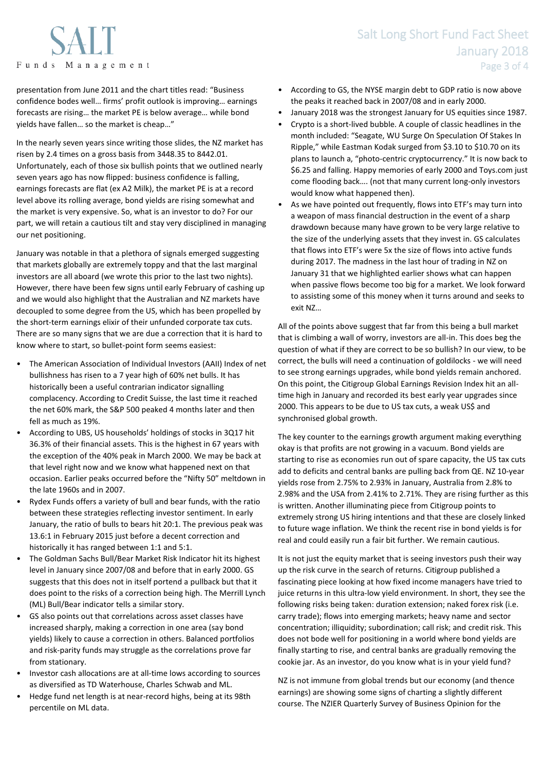presentation from June 2011 and the chart titles read: "Business confidence bodes well… firms' profit outlook is improving… earnings forecasts are rising… the market PE is below average… while bond yields have fallen… so the market is cheap…"

In the nearly seven years since writing those slides, the NZ market has risen by 2.4 times on a gross basis from 3448.35 to 8442.01. Unfortunately, each of those six bullish points that we outlined nearly seven years ago has now flipped: business confidence is falling, earnings forecasts are flat (ex A2 Milk), the market PE is at a record level above its rolling average, bond yields are rising somewhat and the market is very expensive. So, what is an investor to do? For our part, we will retain a cautious tilt and stay very disciplined in managing our net positioning.

January was notable in that a plethora of signals emerged suggesting that markets globally are extremely toppy and that the last marginal investors are all aboard (we wrote this prior to the last two nights). However, there have been few signs until early February of cashing up and we would also highlight that the Australian and NZ markets have decoupled to some degree from the US, which has been propelled by the short-term earnings elixir of their unfunded corporate tax cuts. There are so many signs that we are due a correction that it is hard to know where to start, so bullet-point form seems easiest:

- The American Association of Individual Investors (AAII) Index of net bullishness has risen to a 7 year high of 60% net bulls. It has historically been a useful contrarian indicator signalling complacency. According to Credit Suisse, the last time it reached the net 60% mark, the S&P 500 peaked 4 months later and then fell as much as 19%.
- According to UBS, US households' holdings of stocks in 3Q17 hit 36.3% of their financial assets. This is the highest in 67 years with the exception of the 40% peak in March 2000. We may be back at that level right now and we know what happened next on that occasion. Earlier peaks occurred before the "Nifty 50" meltdown in the late 1960s and in 2007.
- Rydex Funds offers a variety of bull and bear funds, with the ratio between these strategies reflecting investor sentiment. In early January, the ratio of bulls to bears hit 20:1. The previous peak was 13.6:1 in February 2015 just before a decent correction and historically it has ranged between 1:1 and 5:1.
- The Goldman Sachs Bull/Bear Market Risk Indicator hit its highest level in January since 2007/08 and before that in early 2000. GS suggests that this does not in itself portend a pullback but that it does point to the risks of a correction being high. The Merrill Lynch (ML) Bull/Bear indicator tells a similar story.
- GS also points out that correlations across asset classes have increased sharply, making a correction in one area (say bond yields) likely to cause a correction in others. Balanced portfolios and risk-parity funds may struggle as the correlations prove far from stationary.
- Investor cash allocations are at all-time lows according to sources as diversified as TD Waterhouse, Charles Schwab and ML.
- Hedge fund net length is at near-record highs, being at its 98th percentile on ML data.
- According to GS, the NYSE margin debt to GDP ratio is now above the peaks it reached back in 2007/08 and in early 2000.
- January 2018 was the strongest January for US equities since 1987.
- Crypto is a short-lived bubble. A couple of classic headlines in the month included: "Seagate, WU Surge On Speculation Of Stakes In Ripple," while Eastman Kodak surged from $3.10 to $10.70 on its plans to launch a, "photo-centric cryptocurrency." It is now back to $6.25 and falling. Happy memories of early 2000 and Toys.com just come flooding back…. (not that many current long-only investors would know what happened then).
- As we have pointed out frequently, flows into ETF's may turn into a weapon of mass financial destruction in the event of a sharp drawdown because many have grown to be very large relative to the size of the underlying assets that they invest in. GS calculates that flows into ETF's were 5x the size of flows into active funds during 2017. The madness in the last hour of trading in NZ on January 31 that we highlighted earlier shows what can happen when passive flows become too big for a market. We look forward to assisting some of this money when it turns around and seeks to exit NZ…

All of the points above suggest that far from this being a bull market that is climbing a wall of worry, investors are all-in. This does beg the question of what if they are correct to be so bullish? In our view, to be correct, the bulls will need a continuation of goldilocks - we will need to see strong earnings upgrades, while bond yields remain anchored. On this point, the Citigroup Global Earnings Revision Index hit an all-time high in January and recorded its best early year upgrades since 2000. This appears to be due to US tax cuts, a weak US$ and synchronised global growth.

The key counter to the earnings growth argument making everything okay is that profits are not growing in a vacuum. Bond yields are starting to rise as economies run out of spare capacity, the US tax cuts add to deficits and central banks are pulling back from QE. NZ 10-year yields rose from 2.75% to 2.93% in January, Australia from 2.8% to 2.98% and the USA from 2.41% to 2.71%. They are rising further as this is written. Another illuminating piece from Citigroup points to extremely strong US hiring intentions and that these are closely linked to future wage inflation. We think the recent rise in bond yields is for real and could easily run a fair bit further. We remain cautious.

It is not just the equity market that is seeing investors push their way up the risk curve in the search of returns. Citigroup published a fascinating piece looking at how fixed income managers have tried to juice returns in this ultra-low yield environment. In short, they see the following risks being taken: duration extension; naked forex risk (i.e. carry trade); flows into emerging markets; heavy name and sector concentration; illiquidity; subordination; call risk; and credit risk. This does not bode well for positioning in a world where bond yields are finally starting to rise, and central banks are gradually removing the cookie jar. As an investor, do you know what is in your yield fund?

NZ is not immune from global trends but our economy (and thence earnings) are showing some signs of charting a slightly different course. The NZIER Quarterly Survey of Business Opinion for the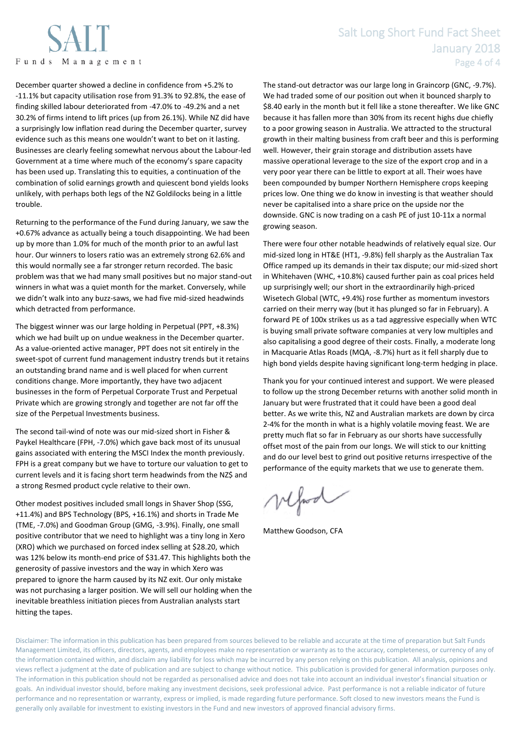December quarter showed a decline in confidence from +5.2% to -11.1% but capacity utilisation rose from 91.3% to 92.8%, the ease of finding skilled labour deteriorated from -47.0% to -49.2% and a net 30.2% of firms intend to lift prices (up from 26.1%). While NZ did have a surprisingly low inflation read during the December quarter, survey evidence such as this means one wouldn't want to bet on it lasting. Businesses are clearly feeling somewhat nervous about the Labour-led Government at a time where much of the economy's spare capacity has been used up. Translating this to equities, a continuation of the combination of solid earnings growth and quiescent bond yields looks unlikely, with perhaps both legs of the NZ Goldilocks being in a little trouble.

Returning to the performance of the Fund during January, we saw the +0.67% advance as actually being a touch disappointing. We had been up by more than 1.0% for much of the month prior to an awful last hour. Our winners to losers ratio was an extremely strong 62.6% and this would normally see a far stronger return recorded. The basic problem was that we had many small positives but no major stand-out winners in what was a quiet month for the market. Conversely, while we didn't walk into any buzz-saws, we had five mid-sized headwinds which detracted from performance.

The biggest winner was our large holding in Perpetual (PPT, +8.3%) which we had built up on undue weakness in the December quarter. As a value-oriented active manager, PPT does not sit entirely in the sweet-spot of current fund management industry trends but it retains an outstanding brand name and is well placed for when current conditions change. More importantly, they have two adjacent businesses in the form of Perpetual Corporate Trust and Perpetual Private which are growing strongly and together are not far off the size of the Perpetual Investments business.

The second tail-wind of note was our mid-sized short in Fisher & Paykel Healthcare (FPH, -7.0%) which gave back most of its unusual gains associated with entering the MSCI Index the month previously. FPH is a great company but we have to torture our valuation to get to current levels and it is facing short term headwinds from the NZ$ and a strong Resmed product cycle relative to their own.

Other modest positives included small longs in Shaver Shop (SSG, +11.4%) and BPS Technology (BPS, +16.1%) and shorts in Trade Me (TME, -7.0%) and Goodman Group (GMG, -3.9%). Finally, one small positive contributor that we need to highlight was a tiny long in Xero (XRO) which we purchased on forced index selling at $28.20, which was 12% below its month-end price of $31.47. This highlights both the generosity of passive investors and the way in which Xero was prepared to ignore the harm caused by its NZ exit. Our only mistake was not purchasing a larger position. We will sell our holding when the inevitable breathless initiation pieces from Australian analysts start hitting the tapes.

The stand-out detractor was our large long in Graincorp (GNC, -9.7%). We had traded some of our position out when it bounced sharply to $8.40 early in the month but it fell like a stone thereafter. We like GNC because it has fallen more than 30% from its recent highs due chiefly to a poor growing season in Australia. We attracted to the structural growth in their malting business from craft beer and this is performing well. However, their grain storage and distribution assets have massive operational leverage to the size of the export crop and in a very poor year there can be little to export at all. Their woes have been compounded by bumper Northern Hemisphere crops keeping prices low. One thing we do know in investing is that weather should never be capitalised into a share price on the upside nor the downside. GNC is now trading on a cash PE of just 10-11x a normal growing season.

There were four other notable headwinds of relatively equal size. Our mid-sized long in HT&E (HT1, -9.8%) fell sharply as the Australian Tax Office ramped up its demands in their tax dispute; our mid-sized short in Whitehaven (WHC, +10.8%) caused further pain as coal prices held up surprisingly well; our short in the extraordinarily high-priced Wisetech Global (WTC, +9.4%) rose further as momentum investors carried on their merry way (but it has plunged so far in February). A forward PE of 100x strikes us as a tad aggressive especially when WTC is buying small private software companies at very low multiples and also capitalising a good degree of their costs. Finally, a moderate long in Macquarie Atlas Roads (MQA, -8.7%) hurt as it fell sharply due to high bond yields despite having significant long-term hedging in place.

Thank you for your continued interest and support. We were pleased to follow up the strong December returns with another solid month in January but were frustrated that it could have been a good deal better. As we write this, NZ and Australian markets are down by circa 2-4% for the month in what is a highly volatile moving feast. We are pretty much flat so far in February as our shorts have successfully offset most of the pain from our longs. We will stick to our knitting and do our level best to grind out positive returns irrespective of the performance of the equity markets that we use to generate them.

Matthew Goodson, CFA

Disclaimer: The information in this publication has been prepared from sources believed to be reliable and accurate at the time of preparation but Salt Funds Management Limited, its officers, directors, agents, and employees make no representation or warranty as to the accuracy, completeness, or currency of any of the information contained within, and disclaim any liability for loss which may be incurred by any person relying on this publication. All analysis, opinions and views reflect a judgment at the date of publication and are subject to change without notice. This publication is provided for general information purposes only. The information in this publication should not be regarded as personalised advice and does not take into account an individual investor's financial situation or goals. An individual investor should, before making any investment decisions, seek professional advice. Past performance is not a reliable indicator of future performance and no representation or warranty, express or implied, is made regarding future performance. Soft closed to new investors means the Fund is generally only available for investment to existing investors in the Fund and new investors of approved financial advisory firms.